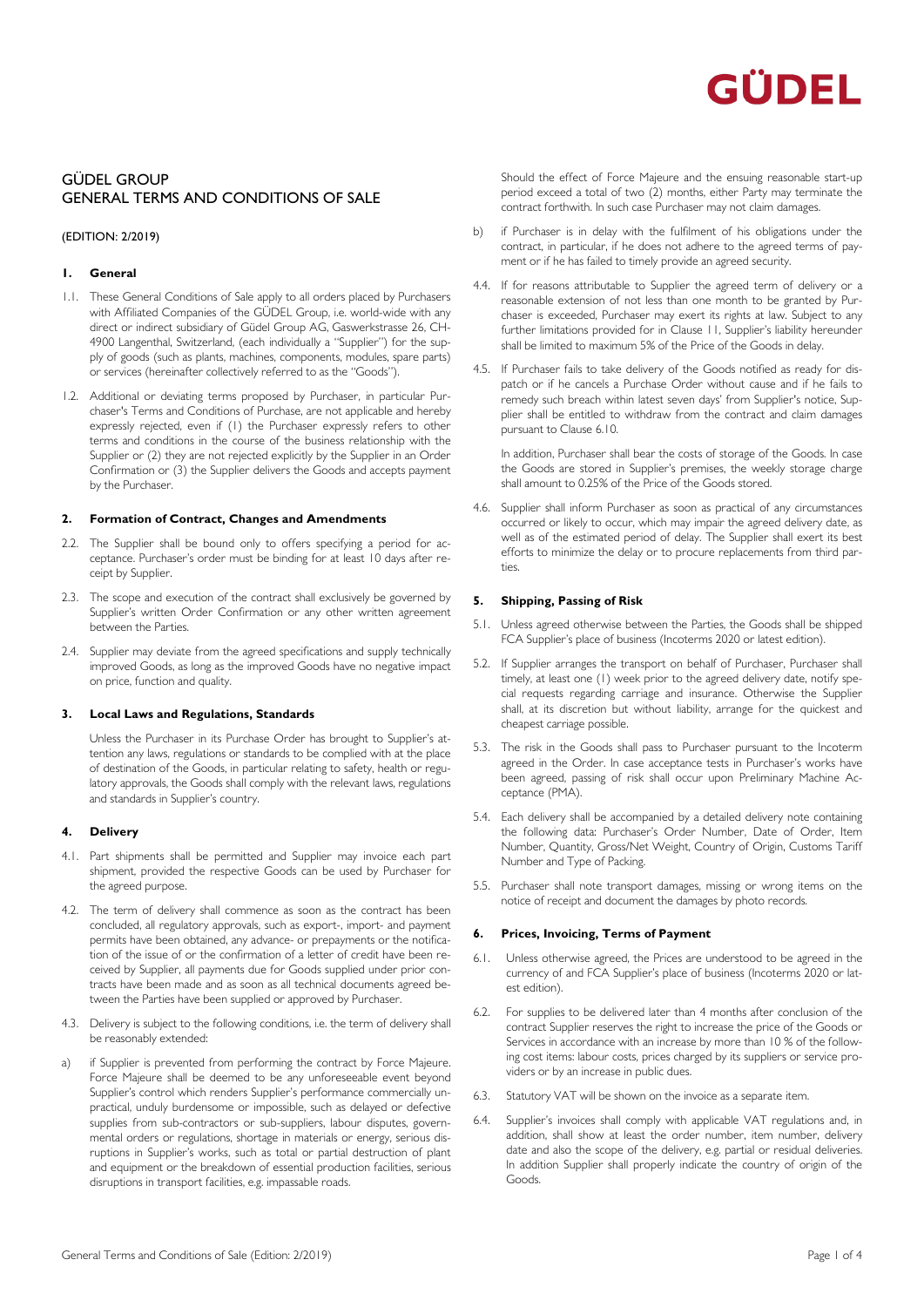GÜDEL

# GÜDEL GROUP
# GENERAL TERMS AND CONDITIONS OF SALE

(EDITION: 2/2019)

## 1. General

1.1. These General Conditions of Sale apply to all orders placed by Purchasers with Affiliated Companies of the GÜDEL Group, i.e. world-wide with any direct or indirect subsidiary of Güdel Group AG, Gaswerkstrasse 26, CH-4900 Langenthal, Switzerland, (each individually a "Supplier") for the supply of goods (such as plants, machines, components, modules, spare parts) or services (hereinafter collectively referred to as the "Goods").

1.2. Additional or deviating terms proposed by Purchaser, in particular Purchaser's Terms and Conditions of Purchase, are not applicable and hereby expressly rejected, even if (1) the Purchaser expressly refers to other terms and conditions in the course of the business relationship with the Supplier or (2) they are not rejected explicitly by the Supplier in an Order Confirmation or (3) the Supplier delivers the Goods and accepts payment by the Purchaser.

## 2. Formation of Contract, Changes and Amendments

2.2. The Supplier shall be bound only to offers specifying a period for acceptance. Purchaser's order must be binding for at least 10 days after receipt by Supplier.

2.3. The scope and execution of the contract shall exclusively be governed by Supplier's written Order Confirmation or any other written agreement between the Parties.

2.4. Supplier may deviate from the agreed specifications and supply technically improved Goods, as long as the improved Goods have no negative impact on price, function and quality.

## 3. Local Laws and Regulations, Standards

Unless the Purchaser in its Purchase Order has brought to Supplier's attention any laws, regulations or standards to be complied with at the place of destination of the Goods, in particular relating to safety, health or regulatory approvals, the Goods shall comply with the relevant laws, regulations and standards in Supplier's country.

## 4. Delivery

4.1. Part shipments shall be permitted and Supplier may invoice each part shipment, provided the respective Goods can be used by Purchaser for the agreed purpose.

4.2. The term of delivery shall commence as soon as the contract has been concluded, all regulatory approvals, such as export-, import- and payment permits have been obtained, any advance- or prepayments or the notification of the issue of or the confirmation of a letter of credit have been received by Supplier, all payments due for Goods supplied under prior contracts have been made and as soon as all technical documents agreed between the Parties have been supplied or approved by Purchaser.

4.3. Delivery is subject to the following conditions, i.e. the term of delivery shall be reasonably extended:

a) if Supplier is prevented from performing the contract by Force Majeure. Force Majeure shall be deemed to be any unforeseeable event beyond Supplier's control which renders Supplier's performance commercially unpractical, unduly burdensome or impossible, such as delayed or defective supplies from sub-contractors or sub-suppliers, labour disputes, governmental orders or regulations, shortage in materials or energy, serious disruptions in Supplier's works, such as total or partial destruction of plant and equipment or the breakdown of essential production facilities, serious disruptions in transport facilities, e.g. impassable roads.

Should the effect of Force Majeure and the ensuing reasonable start-up period exceed a total of two (2) months, either Party may terminate the contract forthwith. In such case Purchaser may not claim damages.

b) if Purchaser is in delay with the fulfilment of his obligations under the contract, in particular, if he does not adhere to the agreed terms of payment or if he has failed to timely provide an agreed security.

4.4. If for reasons attributable to Supplier the agreed term of delivery or a reasonable extension of not less than one month to be granted by Purchaser is exceeded, Purchaser may exert its rights at law. Subject to any further limitations provided for in Clause 11, Supplier's liability hereunder shall be limited to maximum 5% of the Price of the Goods in delay.

4.5. If Purchaser fails to take delivery of the Goods notified as ready for dispatch or if he cancels a Purchase Order without cause and if he fails to remedy such breach within latest seven days' from Supplier's notice, Supplier shall be entitled to withdraw from the contract and claim damages pursuant to Clause 6.10.

In addition, Purchaser shall bear the costs of storage of the Goods. In case the Goods are stored in Supplier's premises, the weekly storage charge shall amount to 0.25% of the Price of the Goods stored.

4.6. Supplier shall inform Purchaser as soon as practical of any circumstances occurred or likely to occur, which may impair the agreed delivery date, as well as of the estimated period of delay. The Supplier shall exert its best efforts to minimize the delay or to procure replacements from third parties.

## 5. Shipping, Passing of Risk

5.1. Unless agreed otherwise between the Parties, the Goods shall be shipped FCA Supplier's place of business (Incoterms 2020 or latest edition).

5.2. If Supplier arranges the transport on behalf of Purchaser, Purchaser shall timely, at least one (1) week prior to the agreed delivery date, notify special requests regarding carriage and insurance. Otherwise the Supplier shall, at its discretion but without liability, arrange for the quickest and cheapest carriage possible.

5.3. The risk in the Goods shall pass to Purchaser pursuant to the Incoterm agreed in the Order. In case acceptance tests in Purchaser's works have been agreed, passing of risk shall occur upon Preliminary Machine Acceptance (PMA).

5.4. Each delivery shall be accompanied by a detailed delivery note containing the following data: Purchaser's Order Number, Date of Order, Item Number, Quantity, Gross/Net Weight, Country of Origin, Customs Tariff Number and Type of Packing.

5.5. Purchaser shall note transport damages, missing or wrong items on the notice of receipt and document the damages by photo records.

## 6. Prices, Invoicing, Terms of Payment

6.1. Unless otherwise agreed, the Prices are understood to be agreed in the currency of and FCA Supplier's place of business (Incoterms 2020 or latest edition).

6.2. For supplies to be delivered later than 4 months after conclusion of the contract Supplier reserves the right to increase the price of the Goods or Services in accordance with an increase by more than 10 % of the following cost items: labour costs, prices charged by its suppliers or service providers or by an increase in public dues.

6.3. Statutory VAT will be shown on the invoice as a separate item.

6.4. Supplier's invoices shall comply with applicable VAT regulations and, in addition, shall show at least the order number, item number, delivery date and also the scope of the delivery, e.g. partial or residual deliveries. In addition Supplier shall properly indicate the country of origin of the Goods.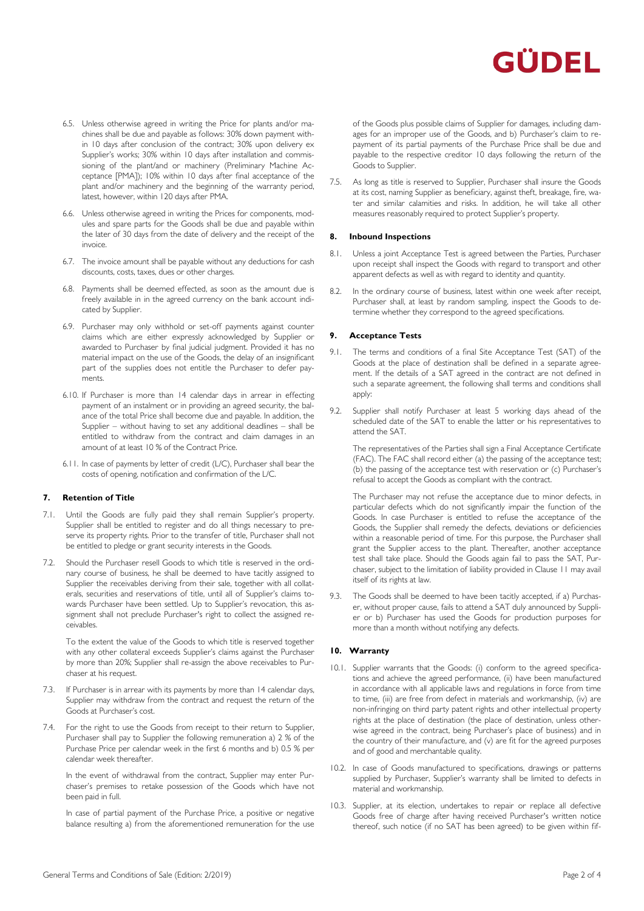6.5. Unless otherwise agreed in writing the Price for plants and/or machines shall be due and payable as follows: 30% down payment within 10 days after conclusion of the contract; 30% upon delivery ex Supplier's works; 30% within 10 days after installation and commissioning of the plant/and or machinery (Preliminary Machine Acceptance [PMA]); 10% within 10 days after final acceptance of the plant and/or machinery and the beginning of the warranty period, latest, however, within 120 days after PMA.

6.6. Unless otherwise agreed in writing the Prices for components, modules and spare parts for the Goods shall be due and payable within the later of 30 days from the date of delivery and the receipt of the invoice.

6.7. The invoice amount shall be payable without any deductions for cash discounts, costs, taxes, dues or other charges.

6.8. Payments shall be deemed effected, as soon as the amount due is freely available in in the agreed currency on the bank account indicated by Supplier.

6.9. Purchaser may only withhold or set-off payments against counter claims which are either expressly acknowledged by Supplier or awarded to Purchaser by final judicial judgment. Provided it has no material impact on the use of the Goods, the delay of an insignificant part of the supplies does not entitle the Purchaser to defer payments.

6.10. If Purchaser is more than 14 calendar days in arrear in effecting payment of an instalment or in providing an agreed security, the balance of the total Price shall become due and payable. In addition, the Supplier – without having to set any additional deadlines – shall be entitled to withdraw from the contract and claim damages in an amount of at least 10 % of the Contract Price.

6.11. In case of payments by letter of credit (L/C), Purchaser shall bear the costs of opening, notification and confirmation of the L/C.

## 7. Retention of Title

7.1. Until the Goods are fully paid they shall remain Supplier's property. Supplier shall be entitled to register and do all things necessary to preserve its property rights. Prior to the transfer of title, Purchaser shall not be entitled to pledge or grant security interests in the Goods.

7.2. Should the Purchaser resell Goods to which title is reserved in the ordinary course of business, he shall be deemed to have tacitly assigned to Supplier the receivables deriving from their sale, together with all collaterals, securities and reservations of title, until all of Supplier's claims towards Purchaser have been settled. Up to Supplier's revocation, this assignment shall not preclude Purchaser's right to collect the assigned receivables.

To the extent the value of the Goods to which title is reserved together with any other collateral exceeds Supplier's claims against the Purchaser by more than 20%; Supplier shall re-assign the above receivables to Purchaser at his request.

7.3. If Purchaser is in arrear with its payments by more than 14 calendar days, Supplier may withdraw from the contract and request the return of the Goods at Purchaser's cost.

7.4. For the right to use the Goods from receipt to their return to Supplier, Purchaser shall pay to Supplier the following remuneration a) 2 % of the Purchase Price per calendar week in the first 6 months and b) 0.5 % per calendar week thereafter.

In the event of withdrawal from the contract, Supplier may enter Purchaser's premises to retake possession of the Goods which have not been paid in full.

In case of partial payment of the Purchase Price, a positive or negative balance resulting a) from the aforementioned remuneration for the use of the Goods plus possible claims of Supplier for damages, including damages for an improper use of the Goods, and b) Purchaser's claim to repayment of its partial payments of the Purchase Price shall be due and payable to the respective creditor 10 days following the return of the Goods to Supplier.

7.5. As long as title is reserved to Supplier, Purchaser shall insure the Goods at its cost, naming Supplier as beneficiary, against theft, breakage, fire, water and similar calamities and risks. In addition, he will take all other measures reasonably required to protect Supplier's property.

## 8. Inbound Inspections

8.1. Unless a joint Acceptance Test is agreed between the Parties, Purchaser upon receipt shall inspect the Goods with regard to transport and other apparent defects as well as with regard to identity and quantity.

8.2. In the ordinary course of business, latest within one week after receipt, Purchaser shall, at least by random sampling, inspect the Goods to determine whether they correspond to the agreed specifications.

## 9. Acceptance Tests

9.1. The terms and conditions of a final Site Acceptance Test (SAT) of the Goods at the place of destination shall be defined in a separate agreement. If the details of a SAT agreed in the contract are not defined in such a separate agreement, the following shall terms and conditions shall apply:

9.2. Supplier shall notify Purchaser at least 5 working days ahead of the scheduled date of the SAT to enable the latter or his representatives to attend the SAT.

The representatives of the Parties shall sign a Final Acceptance Certificate (FAC). The FAC shall record either (a) the passing of the acceptance test; (b) the passing of the acceptance test with reservation or (c) Purchaser's refusal to accept the Goods as compliant with the contract.

The Purchaser may not refuse the acceptance due to minor defects, in particular defects which do not significantly impair the function of the Goods. In case Purchaser is entitled to refuse the acceptance of the Goods, the Supplier shall remedy the defects, deviations or deficiencies within a reasonable period of time. For this purpose, the Purchaser shall grant the Supplier access to the plant. Thereafter, another acceptance test shall take place. Should the Goods again fail to pass the SAT, Purchaser, subject to the limitation of liability provided in Clause 11 may avail itself of its rights at law.

9.3. The Goods shall be deemed to have been tacitly accepted, if a) Purchaser, without proper cause, fails to attend a SAT duly announced by Supplier or b) Purchaser has used the Goods for production purposes for more than a month without notifying any defects.

## 10. Warranty

10.1. Supplier warrants that the Goods: (i) conform to the agreed specifications and achieve the agreed performance, (ii) have been manufactured in accordance with all applicable laws and regulations in force from time to time, (iii) are free from defect in materials and workmanship, (iv) are non-infringing on third party patent rights and other intellectual property rights at the place of destination (the place of destination, unless otherwise agreed in the contract, being Purchaser's place of business) and in the country of their manufacture, and (v) are fit for the agreed purposes and of good and merchantable quality.

10.2. In case of Goods manufactured to specifications, drawings or patterns supplied by Purchaser, Supplier's warranty shall be limited to defects in material and workmanship.

10.3. Supplier, at its election, undertakes to repair or replace all defective Goods free of charge after having received Purchaser's written notice thereof, such notice (if no SAT has been agreed) to be given within fif-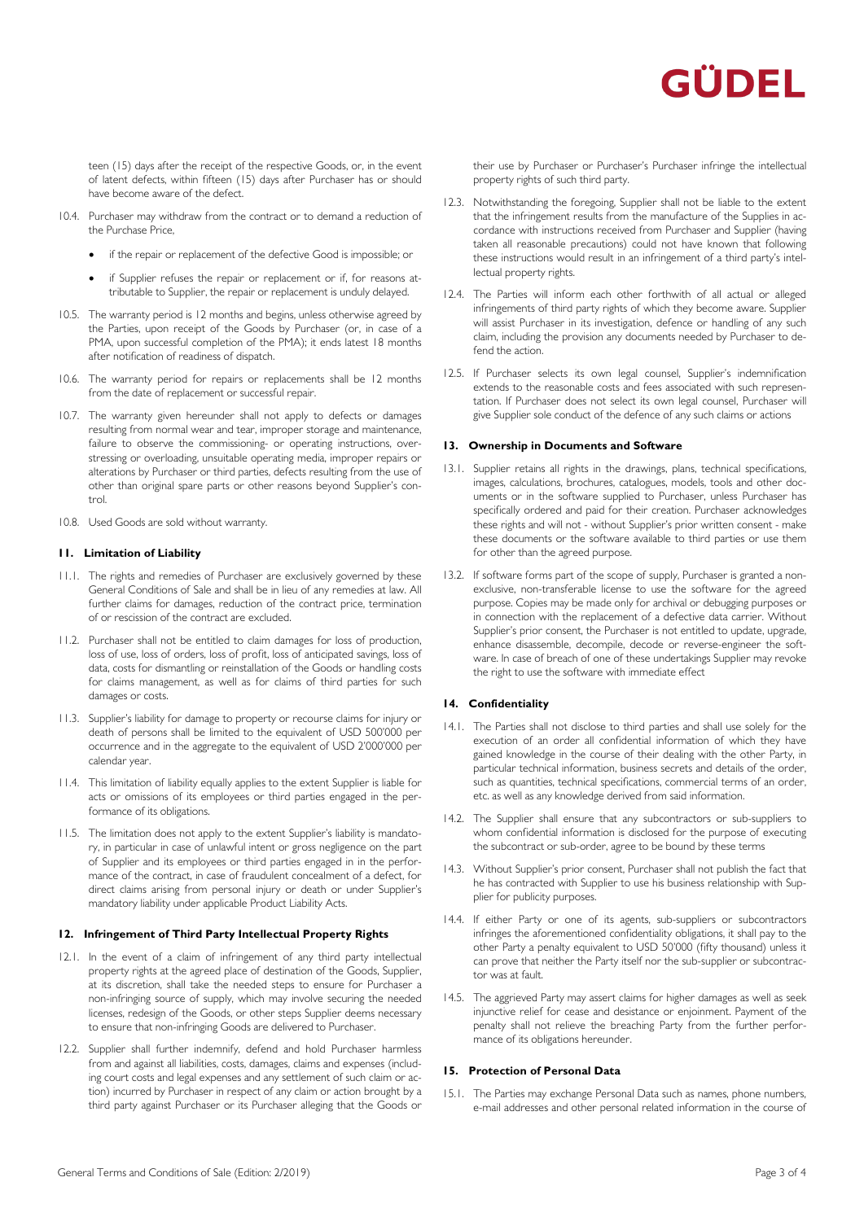teen (15) days after the receipt of the respective Goods, or, in the event of latent defects, within fifteen (15) days after Purchaser has or should have become aware of the defect.

10.4. Purchaser may withdraw from the contract or to demand a reduction of the Purchase Price,

- if the repair or replacement of the defective Good is impossible; or
- if Supplier refuses the repair or replacement or if, for reasons attributable to Supplier, the repair or replacement is unduly delayed.

10.5. The warranty period is 12 months and begins, unless otherwise agreed by the Parties, upon receipt of the Goods by Purchaser (or, in case of a PMA, upon successful completion of the PMA); it ends latest 18 months after notification of readiness of dispatch.

10.6. The warranty period for repairs or replacements shall be 12 months from the date of replacement or successful repair.

10.7. The warranty given hereunder shall not apply to defects or damages resulting from normal wear and tear, improper storage and maintenance, failure to observe the commissioning- or operating instructions, overstressing or overloading, unsuitable operating media, improper repairs or alterations by Purchaser or third parties, defects resulting from the use of other than original spare parts or other reasons beyond Supplier's control.

10.8. Used Goods are sold without warranty.

### 11. Limitation of Liability

11.1. The rights and remedies of Purchaser are exclusively governed by these General Conditions of Sale and shall be in lieu of any remedies at law. All further claims for damages, reduction of the contract price, termination of or rescission of the contract are excluded.

11.2. Purchaser shall not be entitled to claim damages for loss of production, loss of use, loss of orders, loss of profit, loss of anticipated savings, loss of data, costs for dismantling or reinstallation of the Goods or handling costs for claims management, as well as for claims of third parties for such damages or costs.

11.3. Supplier's liability for damage to property or recourse claims for injury or death of persons shall be limited to the equivalent of USD 500'000 per occurrence and in the aggregate to the equivalent of USD 2'000'000 per calendar year.

11.4. This limitation of liability equally applies to the extent Supplier is liable for acts or omissions of its employees or third parties engaged in the performance of its obligations.

11.5. The limitation does not apply to the extent Supplier's liability is mandatory, in particular in case of unlawful intent or gross negligence on the part of Supplier and its employees or third parties engaged in in the performance of the contract, in case of fraudulent concealment of a defect, for direct claims arising from personal injury or death or under Supplier's mandatory liability under applicable Product Liability Acts.

### 12. Infringement of Third Party Intellectual Property Rights

12.1. In the event of a claim of infringement of any third party intellectual property rights at the agreed place of destination of the Goods, Supplier, at its discretion, shall take the needed steps to ensure for Purchaser a non-infringing source of supply, which may involve securing the needed licenses, redesign of the Goods, or other steps Supplier deems necessary to ensure that non-infringing Goods are delivered to Purchaser.

12.2. Supplier shall further indemnify, defend and hold Purchaser harmless from and against all liabilities, costs, damages, claims and expenses (including court costs and legal expenses and any settlement of such claim or action) incurred by Purchaser in respect of any claim or action brought by a third party against Purchaser or its Purchaser alleging that the Goods or their use by Purchaser or Purchaser's Purchaser infringe the intellectual property rights of such third party.

12.3. Notwithstanding the foregoing, Supplier shall not be liable to the extent that the infringement results from the manufacture of the Supplies in accordance with instructions received from Purchaser and Supplier (having taken all reasonable precautions) could not have known that following these instructions would result in an infringement of a third party's intellectual property rights.

12.4. The Parties will inform each other forthwith of all actual or alleged infringements of third party rights of which they become aware. Supplier will assist Purchaser in its investigation, defence or handling of any such claim, including the provision any documents needed by Purchaser to defend the action.

12.5. If Purchaser selects its own legal counsel, Supplier's indemnification extends to the reasonable costs and fees associated with such representation. If Purchaser does not select its own legal counsel, Purchaser will give Supplier sole conduct of the defence of any such claims or actions

### 13. Ownership in Documents and Software

13.1. Supplier retains all rights in the drawings, plans, technical specifications, images, calculations, brochures, catalogues, models, tools and other documents or in the software supplied to Purchaser, unless Purchaser has specifically ordered and paid for their creation. Purchaser acknowledges these rights and will not - without Supplier's prior written consent - make these documents or the software available to third parties or use them for other than the agreed purpose.

13.2. If software forms part of the scope of supply, Purchaser is granted a non-exclusive, non-transferable license to use the software for the agreed purpose. Copies may be made only for archival or debugging purposes or in connection with the replacement of a defective data carrier. Without Supplier's prior consent, the Purchaser is not entitled to update, upgrade, enhance disassemble, decompile, decode or reverse-engineer the software. In case of breach of one of these undertakings Supplier may revoke the right to use the software with immediate effect

### 14. Confidentiality

14.1. The Parties shall not disclose to third parties and shall use solely for the execution of an order all confidential information of which they have gained knowledge in the course of their dealing with the other Party, in particular technical information, business secrets and details of the order, such as quantities, technical specifications, commercial terms of an order, etc. as well as any knowledge derived from said information.

14.2. The Supplier shall ensure that any subcontractors or sub-suppliers to whom confidential information is disclosed for the purpose of executing the subcontract or sub-order, agree to be bound by these terms

14.3. Without Supplier's prior consent, Purchaser shall not publish the fact that he has contracted with Supplier to use his business relationship with Supplier for publicity purposes.

14.4. If either Party or one of its agents, sub-suppliers or subcontractors infringes the aforementioned confidentiality obligations, it shall pay to the other Party a penalty equivalent to USD 50'000 (fifty thousand) unless it can prove that neither the Party itself nor the sub-supplier or subcontractor was at fault.

14.5. The aggrieved Party may assert claims for higher damages as well as seek injunctive relief for cease and desistance or enjoinment. Payment of the penalty shall not relieve the breaching Party from the further performance of its obligations hereunder.

### 15. Protection of Personal Data

15.1. The Parties may exchange Personal Data such as names, phone numbers, e-mail addresses and other personal related information in the course of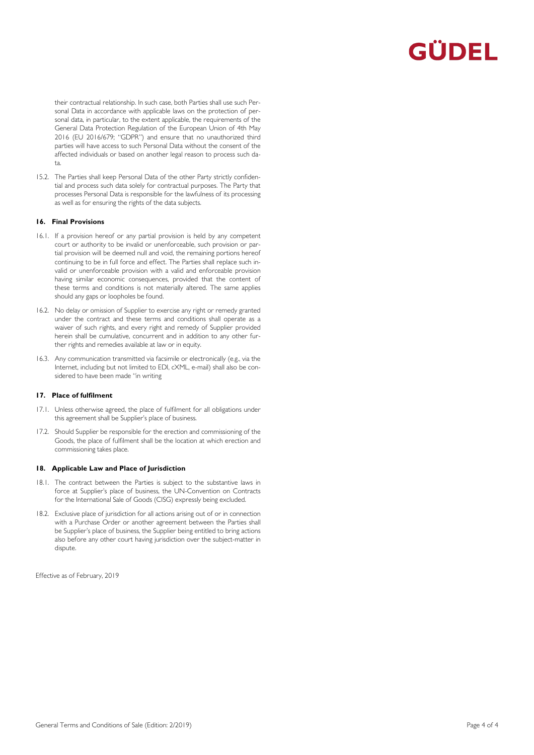their contractual relationship. In such case, both Parties shall use such Personal Data in accordance with applicable laws on the protection of personal data, in particular, to the extent applicable, the requirements of the General Data Protection Regulation of the European Union of 4th May 2016 (EU 2016/679; "GDPR") and ensure that no unauthorized third parties will have access to such Personal Data without the consent of the affected individuals or based on another legal reason to process such data.

15.2. The Parties shall keep Personal Data of the other Party strictly confidential and process such data solely for contractual purposes. The Party that processes Personal Data is responsible for the lawfulness of its processing as well as for ensuring the rights of the data subjects.

### 16. Final Provisions

16.1. If a provision hereof or any partial provision is held by any competent court or authority to be invalid or unenforceable, such provision or partial provision will be deemed null and void, the remaining portions hereof continuing to be in full force and effect. The Parties shall replace such invalid or unenforceable provision with a valid and enforceable provision having similar economic consequences, provided that the content of these terms and conditions is not materially altered. The same applies should any gaps or loopholes be found.

16.2. No delay or omission of Supplier to exercise any right or remedy granted under the contract and these terms and conditions shall operate as a waiver of such rights, and every right and remedy of Supplier provided herein shall be cumulative, concurrent and in addition to any other further rights and remedies available at law or in equity.

16.3. Any communication transmitted via facsimile or electronically (e.g., via the Internet, including but not limited to EDI, cXML, e-mail) shall also be considered to have been made "in writing

### 17. Place of fulfilment

17.1. Unless otherwise agreed, the place of fulfilment for all obligations under this agreement shall be Supplier's place of business.

17.2. Should Supplier be responsible for the erection and commissioning of the Goods, the place of fulfilment shall be the location at which erection and commissioning takes place.

### 18. Applicable Law and Place of Jurisdiction

18.1. The contract between the Parties is subject to the substantive laws in force at Supplier's place of business, the UN-Convention on Contracts for the International Sale of Goods (CISG) expressly being excluded.

18.2. Exclusive place of jurisdiction for all actions arising out of or in connection with a Purchase Order or another agreement between the Parties shall be Supplier's place of business, the Supplier being entitled to bring actions also before any other court having jurisdiction over the subject-matter in dispute.

Effective as of February, 2019